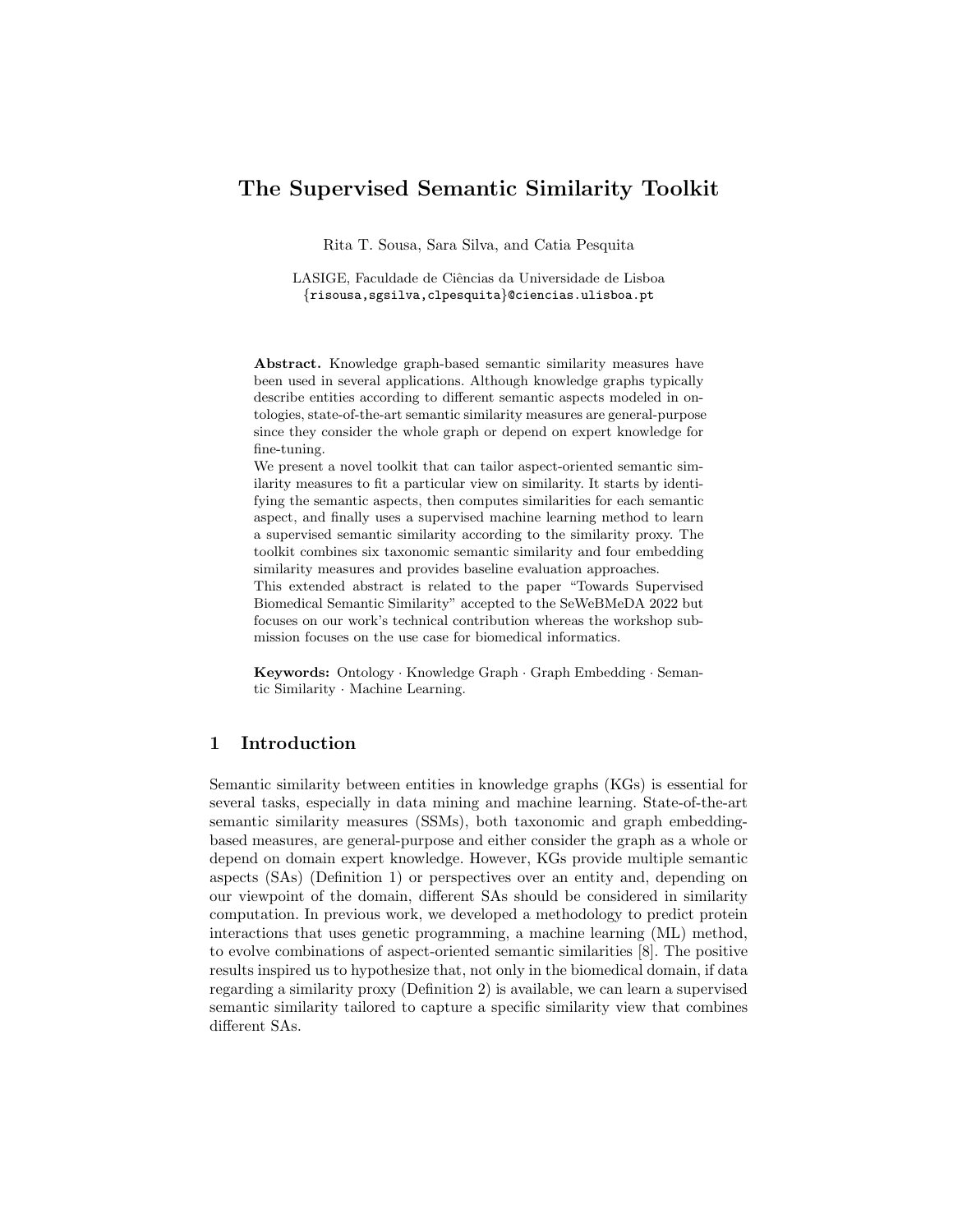# The Supervised Semantic Similarity Toolkit

Rita T. Sousa, Sara Silva, and Catia Pesquita

LASIGE, Faculdade de Ciências da Universidade de Lisboa
{risousa,sgsilva,clpesquita}@ciencias.ulisboa.pt

**Abstract.** Knowledge graph-based semantic similarity measures have been used in several applications. Although knowledge graphs typically describe entities according to different semantic aspects modeled in ontologies, state-of-the-art semantic similarity measures are general-purpose since they consider the whole graph or depend on expert knowledge for fine-tuning.

We present a novel toolkit that can tailor aspect-oriented semantic similarity measures to fit a particular view on similarity. It starts by identifying the semantic aspects, then computes similarities for each semantic aspect, and finally uses a supervised machine learning method to learn a supervised semantic similarity according to the similarity proxy. The toolkit combines six taxonomic semantic similarity and four embedding similarity measures and provides baseline evaluation approaches.

This extended abstract is related to the paper "Towards Supervised Biomedical Semantic Similarity" accepted to the SeWeBMeDA 2022 but focuses on our work's technical contribution whereas the workshop submission focuses on the use case for biomedical informatics.

**Keywords:** Ontology · Knowledge Graph · Graph Embedding · Semantic Similarity · Machine Learning.

## 1 Introduction

Semantic similarity between entities in knowledge graphs (KGs) is essential for several tasks, especially in data mining and machine learning. State-of-the-art semantic similarity measures (SSMs), both taxonomic and graph embedding-based measures, are general-purpose and either consider the graph as a whole or depend on domain expert knowledge. However, KGs provide multiple semantic aspects (SAs) (Definition 1) or perspectives over an entity and, depending on our viewpoint of the domain, different SAs should be considered in similarity computation. In previous work, we developed a methodology to predict protein interactions that uses genetic programming, a machine learning (ML) method, to evolve combinations of aspect-oriented semantic similarities [8]. The positive results inspired us to hypothesize that, not only in the biomedical domain, if data regarding a similarity proxy (Definition 2) is available, we can learn a supervised semantic similarity tailored to capture a specific similarity view that combines different SAs.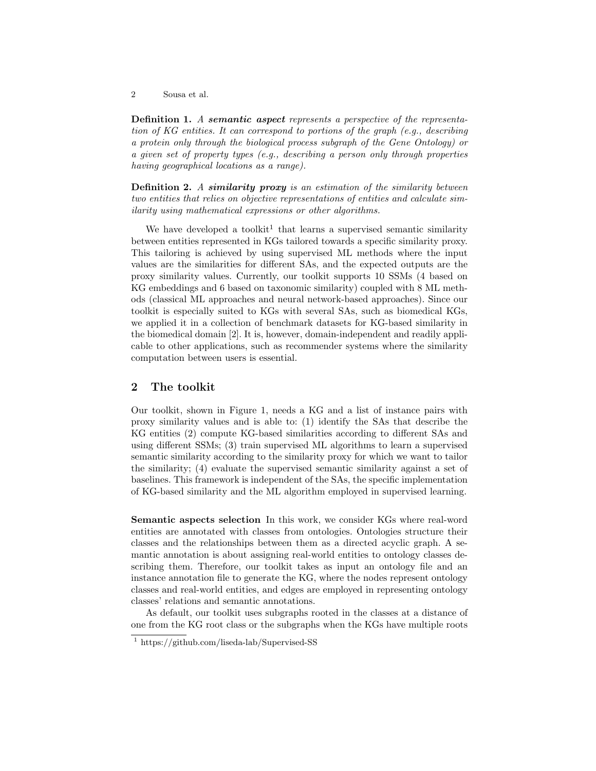**Definition 1.** *A* ***semantic aspect*** *represents a perspective of the representation of KG entities. It can correspond to portions of the graph (e.g., describing a protein only through the biological process subgraph of the Gene Ontology) or a given set of property types (e.g., describing a person only through properties having geographical locations as a range).*

**Definition 2.** *A* ***similarity proxy*** *is an estimation of the similarity between two entities that relies on objective representations of entities and calculate similarity using mathematical expressions or other algorithms.*

We have developed a toolkit[1] that learns a supervised semantic similarity between entities represented in KGs tailored towards a specific similarity proxy. This tailoring is achieved by using supervised ML methods where the input values are the similarities for different SAs, and the expected outputs are the proxy similarity values. Currently, our toolkit supports 10 SSMs (4 based on KG embeddings and 6 based on taxonomic similarity) coupled with 8 ML methods (classical ML approaches and neural network-based approaches). Since our toolkit is especially suited to KGs with several SAs, such as biomedical KGs, we applied it in a collection of benchmark datasets for KG-based similarity in the biomedical domain [2]. It is, however, domain-independent and readily applicable to other applications, such as recommender systems where the similarity computation between users is essential.

## 2 The toolkit

Our toolkit, shown in Figure 1, needs a KG and a list of instance pairs with proxy similarity values and is able to: (1) identify the SAs that describe the KG entities (2) compute KG-based similarities according to different SAs and using different SSMs; (3) train supervised ML algorithms to learn a supervised semantic similarity according to the similarity proxy for which we want to tailor the similarity; (4) evaluate the supervised semantic similarity against a set of baselines. This framework is independent of the SAs, the specific implementation of KG-based similarity and the ML algorithm employed in supervised learning.

**Semantic aspects selection** In this work, we consider KGs where real-word entities are annotated with classes from ontologies. Ontologies structure their classes and the relationships between them as a directed acyclic graph. A semantic annotation is about assigning real-world entities to ontology classes describing them. Therefore, our toolkit takes as input an ontology file and an instance annotation file to generate the KG, where the nodes represent ontology classes and real-world entities, and edges are employed in representing ontology classes' relations and semantic annotations.

As default, our toolkit uses subgraphs rooted in the classes at a distance of one from the KG root class or the subgraphs when the KGs have multiple roots

[1] https://github.com/liseda-lab/Supervised-SS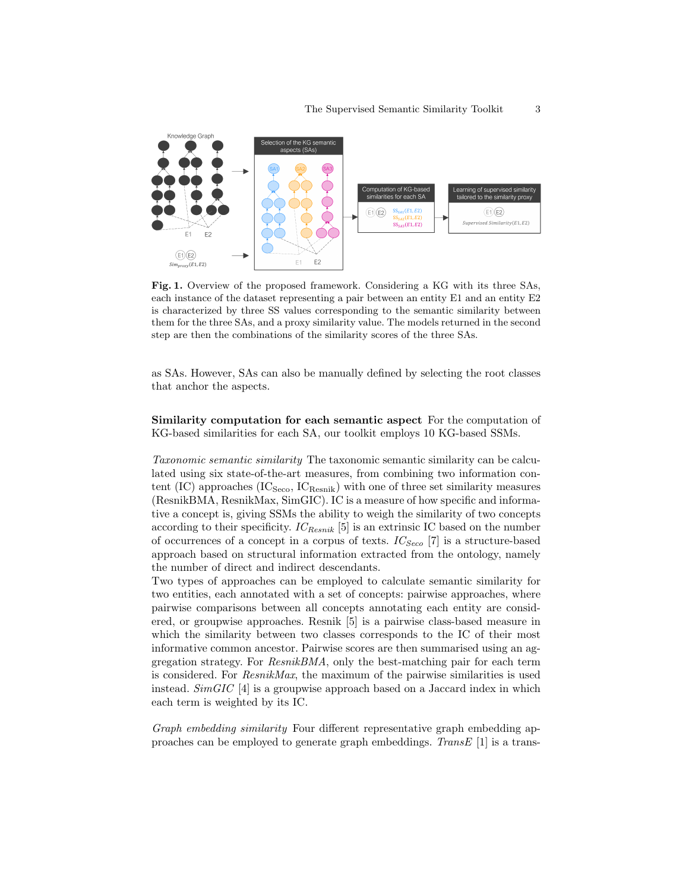**Fig. 1.** Overview of the proposed framework. Considering a KG with its three SAs, each instance of the dataset representing a pair between an entity E1 and an entity E2 is characterized by three SS values corresponding to the semantic similarity between them for the three SAs, and a proxy similarity value. The models returned in the second step are then the combinations of the similarity scores of the three SAs.

as SAs. However, SAs can also be manually defined by selecting the root classes that anchor the aspects.

**Similarity computation for each semantic aspect** For the computation of KG-based similarities for each SA, our toolkit employs 10 KG-based SSMs.

*Taxonomic semantic similarity* The taxonomic semantic similarity can be calculated using six state-of-the-art measures, from combining two information content (IC) approaches ($IC_{Seco}$, $IC_{Resnik}$) with one of three set similarity measures (ResnikBMA, ResnikMax, SimGIC). IC is a measure of how specific and informative a concept is, giving SSMs the ability to weigh the similarity of two concepts according to their specificity. $IC_{Resnik}$ [5] is an extrinsic IC based on the number of occurrences of a concept in a corpus of texts. $IC_{Seco}$ [7] is a structure-based approach based on structural information extracted from the ontology, namely the number of direct and indirect descendants.
Two types of approaches can be employed to calculate semantic similarity for two entities, each annotated with a set of concepts: pairwise approaches, where pairwise comparisons between all concepts annotating each entity are considered, or groupwise approaches. Resnik [5] is a pairwise class-based measure in which the similarity between two classes corresponds to the IC of their most informative common ancestor. Pairwise scores are then summarised using an aggregation strategy. For *ResnikBMA*, only the best-matching pair for each term is considered. For *ResnikMax*, the maximum of the pairwise similarities is used instead. *SimGIC* [4] is a groupwise approach based on a Jaccard index in which each term is weighted by its IC.

*Graph embedding similarity* Four different representative graph embedding approaches can be employed to generate graph embeddings. *TransE* [1] is a trans-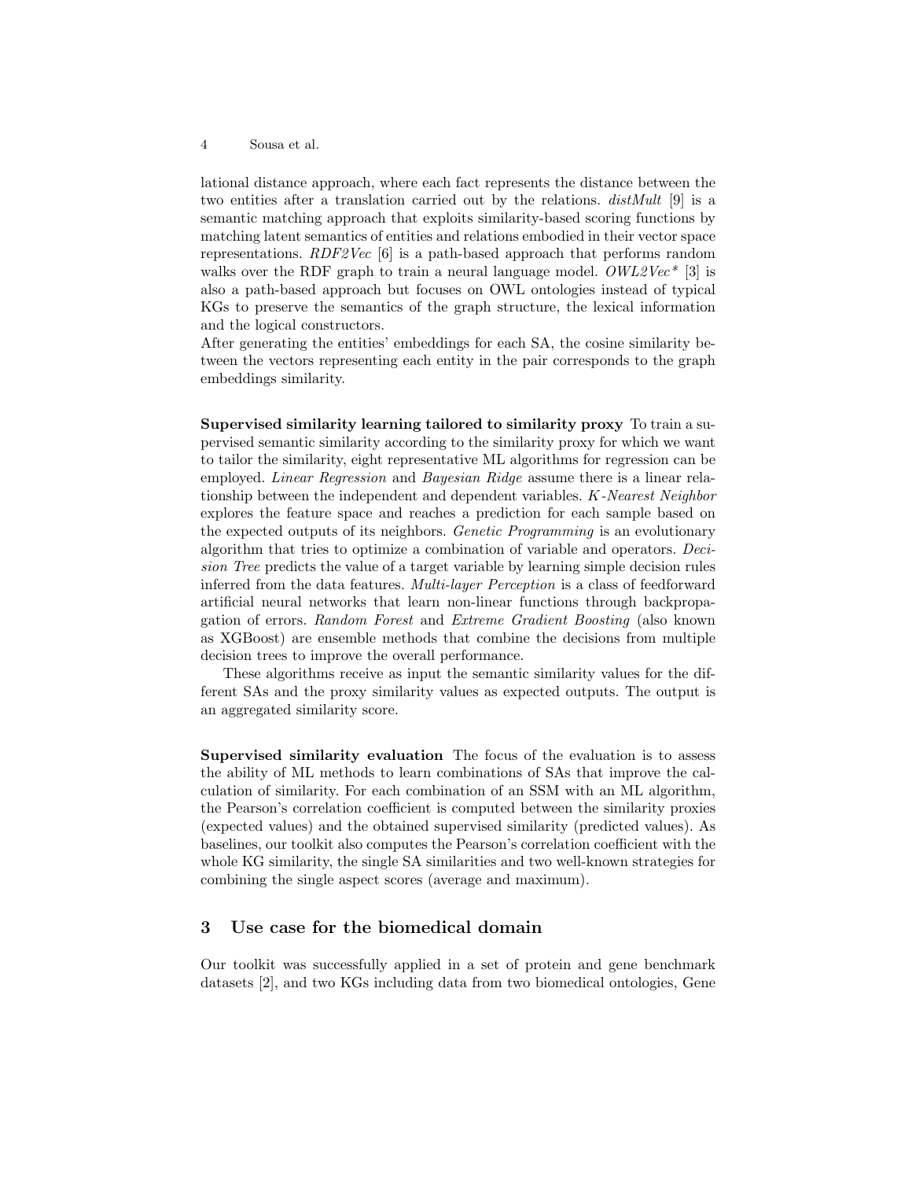lational distance approach, where each fact represents the distance between the two entities after a translation carried out by the relations. *distMult* [9] is a semantic matching approach that exploits similarity-based scoring functions by matching latent semantics of entities and relations embodied in their vector space representations. *RDF2Vec* [6] is a path-based approach that performs random walks over the RDF graph to train a neural language model. *OWL2Vec\** [3] is also a path-based approach but focuses on OWL ontologies instead of typical KGs to preserve the semantics of the graph structure, the lexical information and the logical constructors.
After generating the entities' embeddings for each SA, the cosine similarity between the vectors representing each entity in the pair corresponds to the graph embeddings similarity.

**Supervised similarity learning tailored to similarity proxy** To train a supervised semantic similarity according to the similarity proxy for which we want to tailor the similarity, eight representative ML algorithms for regression can be employed. *Linear Regression* and *Bayesian Ridge* assume there is a linear relationship between the independent and dependent variables. *K-Nearest Neighbor* explores the feature space and reaches a prediction for each sample based on the expected outputs of its neighbors. *Genetic Programming* is an evolutionary algorithm that tries to optimize a combination of variable and operators. *Decision Tree* predicts the value of a target variable by learning simple decision rules inferred from the data features. *Multi-layer Perception* is a class of feedforward artificial neural networks that learn non-linear functions through backpropagation of errors. *Random Forest* and *Extreme Gradient Boosting* (also known as XGBoost) are ensemble methods that combine the decisions from multiple decision trees to improve the overall performance.

These algorithms receive as input the semantic similarity values for the different SAs and the proxy similarity values as expected outputs. The output is an aggregated similarity score.

**Supervised similarity evaluation** The focus of the evaluation is to assess the ability of ML methods to learn combinations of SAs that improve the calculation of similarity. For each combination of an SSM with an ML algorithm, the Pearson's correlation coefficient is computed between the similarity proxies (expected values) and the obtained supervised similarity (predicted values). As baselines, our toolkit also computes the Pearson's correlation coefficient with the whole KG similarity, the single SA similarities and two well-known strategies for combining the single aspect scores (average and maximum).

## 3 Use case for the biomedical domain

Our toolkit was successfully applied in a set of protein and gene benchmark datasets [2], and two KGs including data from two biomedical ontologies, Gene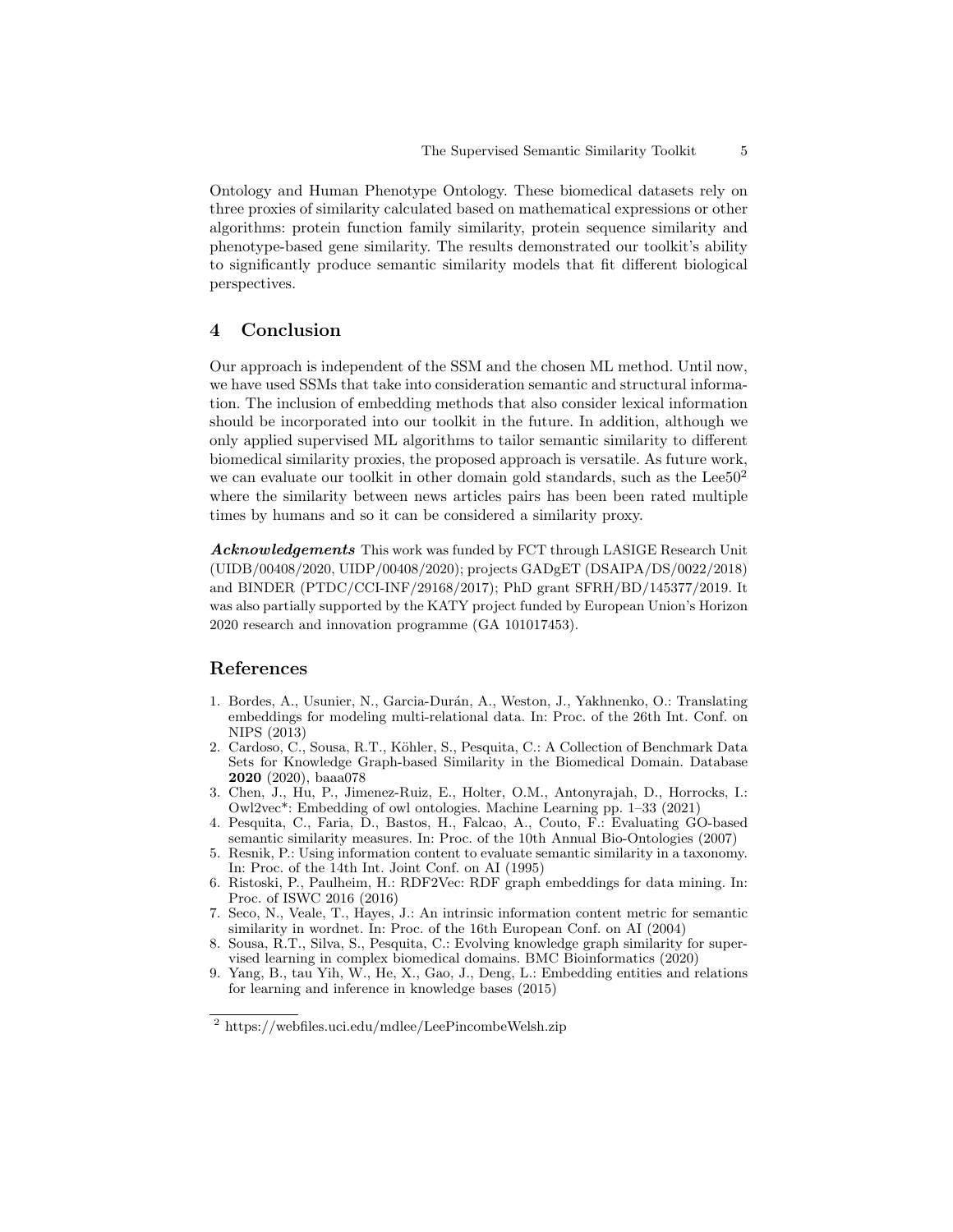Ontology and Human Phenotype Ontology. These biomedical datasets rely on three proxies of similarity calculated based on mathematical expressions or other algorithms: protein function family similarity, protein sequence similarity and phenotype-based gene similarity. The results demonstrated our toolkit's ability to significantly produce semantic similarity models that fit different biological perspectives.

## 4 Conclusion

Our approach is independent of the SSM and the chosen ML method. Until now, we have used SSMs that take into consideration semantic and structural information. The inclusion of embedding methods that also consider lexical information should be incorporated into our toolkit in the future. In addition, although we only applied supervised ML algorithms to tailor semantic similarity to different biomedical similarity proxies, the proposed approach is versatile. As future work, we can evaluate our toolkit in other domain gold standards, such as the Lee50[2] where the similarity between news articles pairs has been been rated multiple times by humans and so it can be considered a similarity proxy.

***Acknowledgements*** This work was funded by FCT through LASIGE Research Unit (UIDB/00408/2020, UIDP/00408/2020); projects GADgET (DSAIPA/DS/0022/2018) and BINDER (PTDC/CCI-INF/29168/2017); PhD grant SFRH/BD/145377/2019. It was also partially supported by the KATY project funded by European Union's Horizon 2020 research and innovation programme (GA 101017453).

## References

1. Bordes, A., Usunier, N., Garcia-Durán, A., Weston, J., Yakhnenko, O.: Translating embeddings for modeling multi-relational data. In: Proc. of the 26th Int. Conf. on NIPS (2013)
2. Cardoso, C., Sousa, R.T., Köhler, S., Pesquita, C.: A Collection of Benchmark Data Sets for Knowledge Graph-based Similarity in the Biomedical Domain. Database **2020** (2020), baaa078
3. Chen, J., Hu, P., Jimenez-Ruiz, E., Holter, O.M., Antonyrajah, D., Horrocks, I.: Owl2vec*: Embedding of owl ontologies. Machine Learning pp. 1–33 (2021)
4. Pesquita, C., Faria, D., Bastos, H., Falcao, A., Couto, F.: Evaluating GO-based semantic similarity measures. In: Proc. of the 10th Annual Bio-Ontologies (2007)
5. Resnik, P.: Using information content to evaluate semantic similarity in a taxonomy. In: Proc. of the 14th Int. Joint Conf. on AI (1995)
6. Ristoski, P., Paulheim, H.: RDF2Vec: RDF graph embeddings for data mining. In: Proc. of ISWC 2016 (2016)
7. Seco, N., Veale, T., Hayes, J.: An intrinsic information content metric for semantic similarity in wordnet. In: Proc. of the 16th European Conf. on AI (2004)
8. Sousa, R.T., Silva, S., Pesquita, C.: Evolving knowledge graph similarity for supervised learning in complex biomedical domains. BMC Bioinformatics (2020)
9. Yang, B., tau Yih, W., He, X., Gao, J., Deng, L.: Embedding entities and relations for learning and inference in knowledge bases (2015)

[2] https://webfiles.uci.edu/mdlee/LeePincombeWelsh.zip